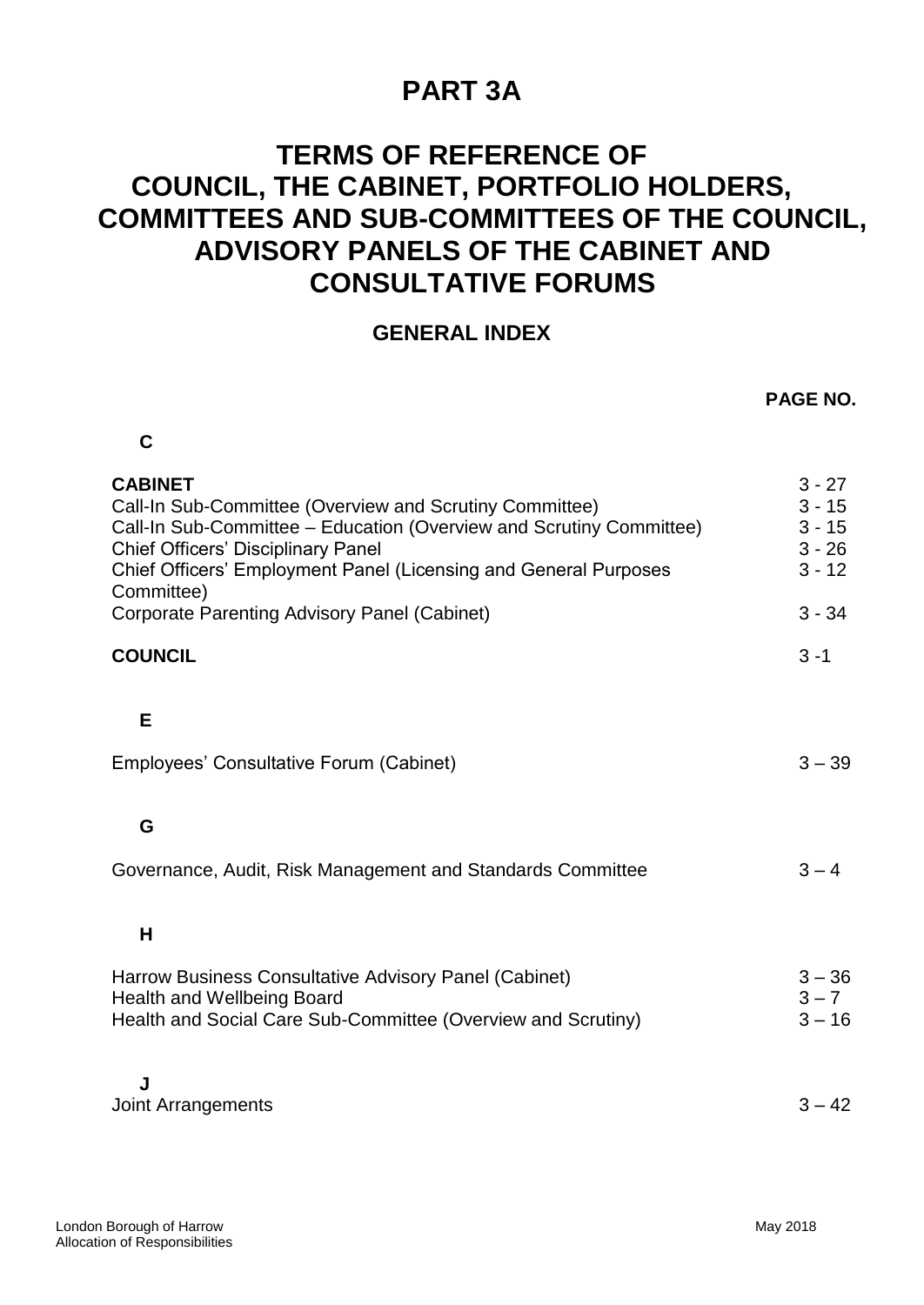# PART 3A

# TERMS OF REFERENCE OF COUNCIL, THE CABINET, PORTFOLIO HOLDERS, COMMITTEES AND SUB-COMMITTEES OF THE COUNCIL, ADVISORY PANELS OF THE CABINET AND CONSULTATIVE FORUMS

## GENERAL INDEX

| | PAGE NO. |
|---|---|
| **C** | |
| **CABINET** | 3 - 27 |
| Call-In Sub-Committee (Overview and Scrutiny Committee) | 3 - 15 |
| Call-In Sub-Committee – Education (Overview and Scrutiny Committee) | 3 - 15 |
| Chief Officers' Disciplinary Panel | 3 - 26 |
| Chief Officers' Employment Panel (Licensing and General Purposes Committee) | 3 - 12 |
| Corporate Parenting Advisory Panel (Cabinet) | 3 - 34 |
| **COUNCIL** | 3 -1 |
| **E** | |
| Employees' Consultative Forum (Cabinet) | 3 – 39 |
| **G** | |
| Governance, Audit, Risk Management and Standards Committee | 3 – 4 |
| **H** | |
| Harrow Business Consultative Advisory Panel (Cabinet) | 3 – 36 |
| Health and Wellbeing Board | 3 – 7 |
| Health and Social Care Sub-Committee (Overview and Scrutiny) | 3 – 16 |
| **J** | |
| Joint Arrangements | 3 – 42 |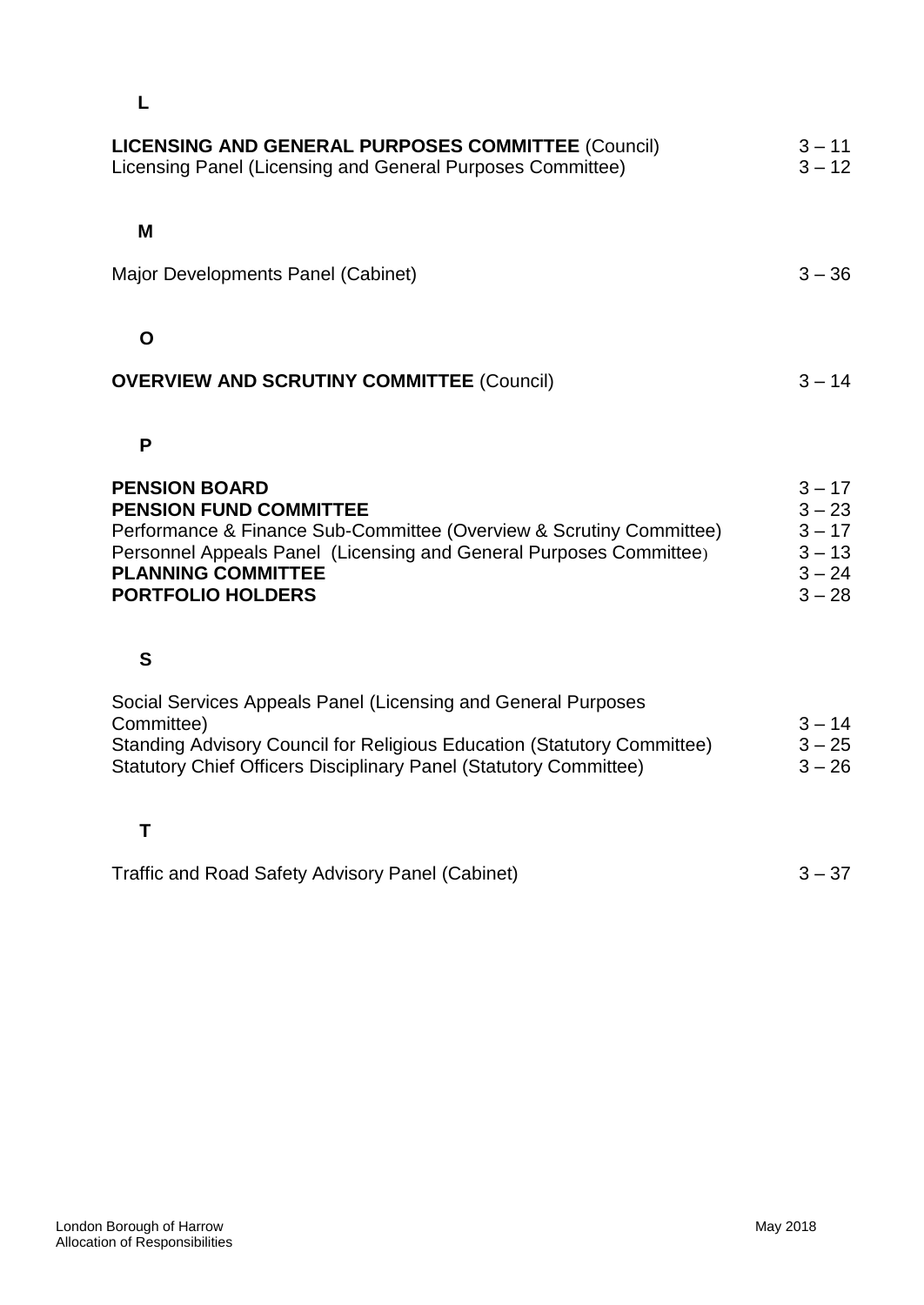**L**

| | |
|---|---|
| **LICENSING AND GENERAL PURPOSES COMMITTEE** (Council) | 3 – 11 |
| Licensing Panel (Licensing and General Purposes Committee) | 3 – 12 |

**M**

| | |
|---|---|
| Major Developments Panel (Cabinet) | 3 – 36 |

**O**

| | |
|---|---|
| **OVERVIEW AND SCRUTINY COMMITTEE** (Council) | 3 – 14 |

**P**

| | |
|---|---|
| **PENSION BOARD** | 3 – 17 |
| **PENSION FUND COMMITTEE** | 3 – 23 |
| Performance & Finance Sub-Committee (Overview & Scrutiny Committee) | 3 – 17 |
| Personnel Appeals Panel (Licensing and General Purposes Committee) | 3 – 13 |
| **PLANNING COMMITTEE** | 3 – 24 |
| **PORTFOLIO HOLDERS** | 3 – 28 |

**S**

| | |
|---|---|
| Social Services Appeals Panel (Licensing and General Purposes Committee) | 3 – 14 |
| Standing Advisory Council for Religious Education (Statutory Committee) | 3 – 25 |
| Statutory Chief Officers Disciplinary Panel (Statutory Committee) | 3 – 26 |

**T**

| | |
|---|---|
| Traffic and Road Safety Advisory Panel (Cabinet) | 3 – 37 |